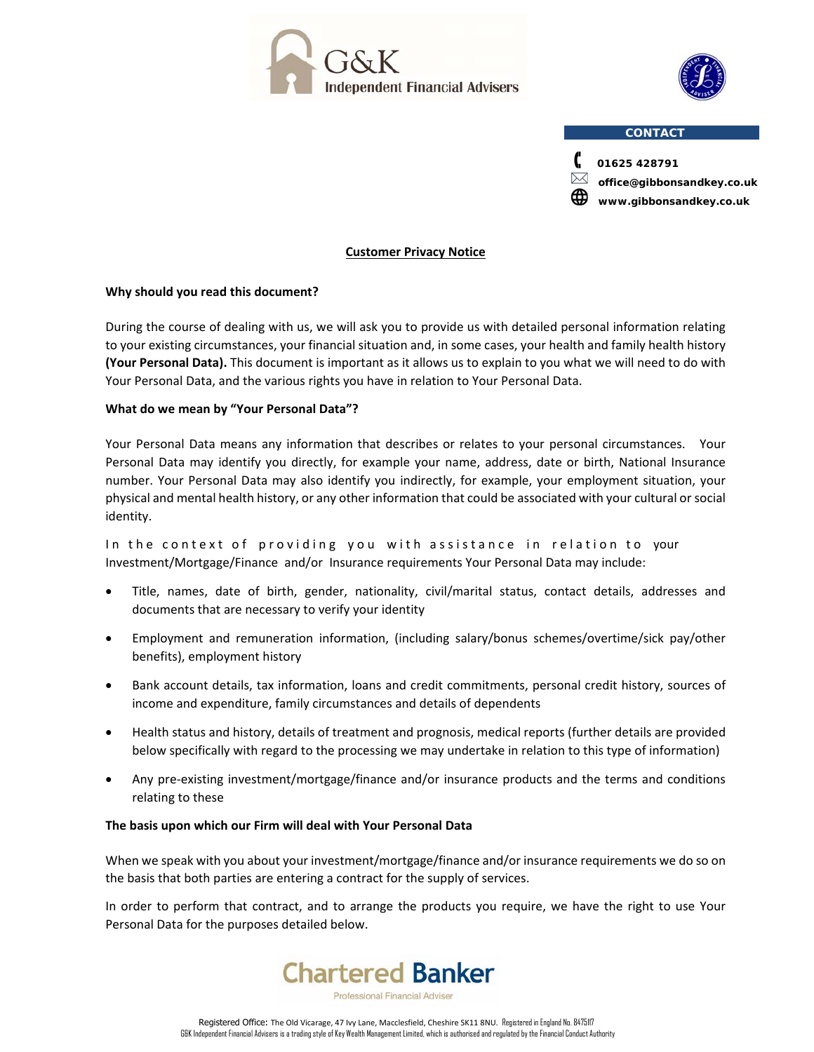G&K Independent Financial Advisers

**CONTACT**

01625 428791

office@gibbonsandkey.co.uk

www.gibbonsandkey.co.uk

# Customer Privacy Notice

**Why should you read this document?**

During the course of dealing with us, we will ask you to provide us with detailed personal information relating to your existing circumstances, your financial situation and, in some cases, your health and family health history **(Your Personal Data).** This document is important as it allows us to explain to you what we will need to do with Your Personal Data, and the various rights you have in relation to Your Personal Data.

**What do we mean by "Your Personal Data"?**

Your Personal Data means any information that describes or relates to your personal circumstances. Your Personal Data may identify you directly, for example your name, address, date or birth, National Insurance number. Your Personal Data may also identify you indirectly, for example, your employment situation, your physical and mental health history, or any other information that could be associated with your cultural or social identity.

In the context of providing you with assistance in relation to your Investment/Mortgage/Finance and/or Insurance requirements Your Personal Data may include:

- Title, names, date of birth, gender, nationality, civil/marital status, contact details, addresses and documents that are necessary to verify your identity
- Employment and remuneration information, (including salary/bonus schemes/overtime/sick pay/other benefits), employment history
- Bank account details, tax information, loans and credit commitments, personal credit history, sources of income and expenditure, family circumstances and details of dependents
- Health status and history, details of treatment and prognosis, medical reports (further details are provided below specifically with regard to the processing we may undertake in relation to this type of information)
- Any pre-existing investment/mortgage/finance and/or insurance products and the terms and conditions relating to these

**The basis upon which our Firm will deal with Your Personal Data**

When we speak with you about your investment/mortgage/finance and/or insurance requirements we do so on the basis that both parties are entering a contract for the supply of services.

In order to perform that contract, and to arrange the products you require, we have the right to use Your Personal Data for the purposes detailed below.

Chartered Banker
Professional Financial Adviser

Registered Office: The Old Vicarage, 47 Ivy Lane, Macclesfield, Cheshire SK11 8NU. Registered in England No. 8475117
G&K Independent Financial Advisers is a trading style of Key Wealth Management Limited, which is authorised and regulated by the Financial Conduct Authority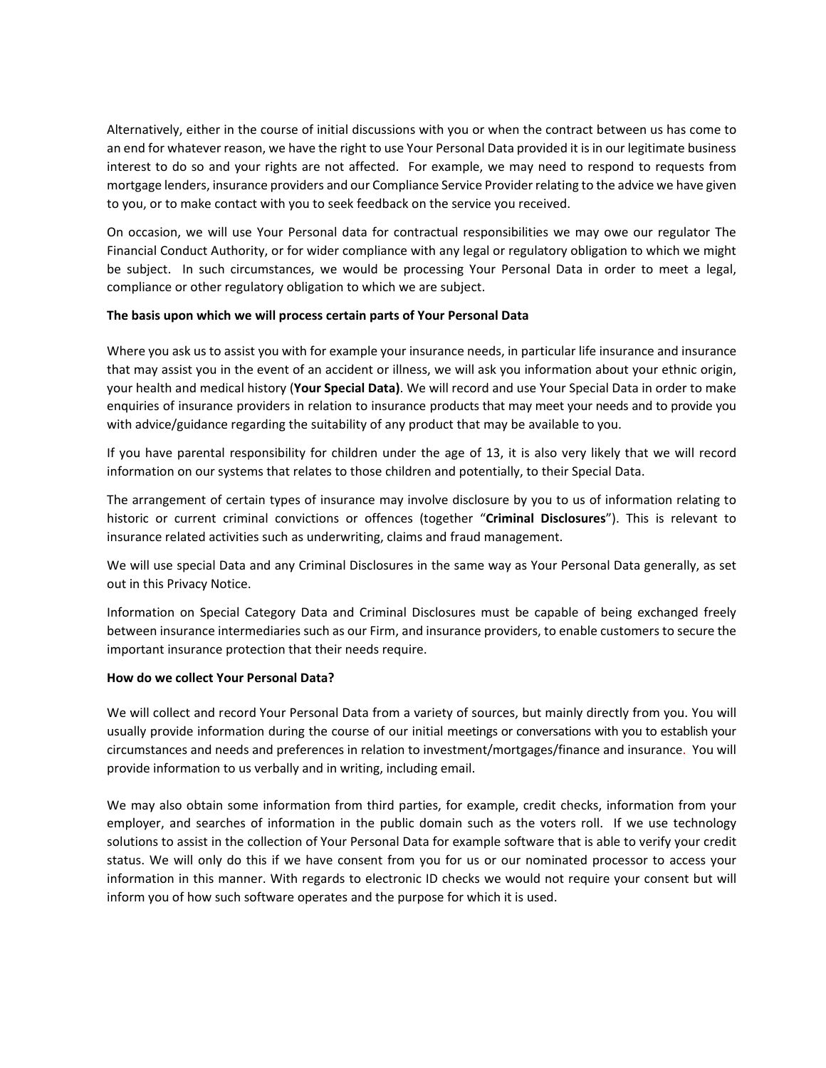Alternatively, either in the course of initial discussions with you or when the contract between us has come to an end for whatever reason, we have the right to use Your Personal Data provided it is in our legitimate business interest to do so and your rights are not affected. For example, we may need to respond to requests from mortgage lenders, insurance providers and our Compliance Service Provider relating to the advice we have given to you, or to make contact with you to seek feedback on the service you received.

On occasion, we will use Your Personal data for contractual responsibilities we may owe our regulator The Financial Conduct Authority, or for wider compliance with any legal or regulatory obligation to which we might be subject. In such circumstances, we would be processing Your Personal Data in order to meet a legal, compliance or other regulatory obligation to which we are subject.

**The basis upon which we will process certain parts of Your Personal Data**

Where you ask us to assist you with for example your insurance needs, in particular life insurance and insurance that may assist you in the event of an accident or illness, we will ask you information about your ethnic origin, your health and medical history (**Your Special Data)**. We will record and use Your Special Data in order to make enquiries of insurance providers in relation to insurance products that may meet your needs and to provide you with advice/guidance regarding the suitability of any product that may be available to you.

If you have parental responsibility for children under the age of 13, it is also very likely that we will record information on our systems that relates to those children and potentially, to their Special Data.

The arrangement of certain types of insurance may involve disclosure by you to us of information relating to historic or current criminal convictions or offences (together "**Criminal Disclosures**"). This is relevant to insurance related activities such as underwriting, claims and fraud management.

We will use special Data and any Criminal Disclosures in the same way as Your Personal Data generally, as set out in this Privacy Notice.

Information on Special Category Data and Criminal Disclosures must be capable of being exchanged freely between insurance intermediaries such as our Firm, and insurance providers, to enable customers to secure the important insurance protection that their needs require.

**How do we collect Your Personal Data?**

We will collect and record Your Personal Data from a variety of sources, but mainly directly from you. You will usually provide information during the course of our initial meetings or conversations with you to establish your circumstances and needs and preferences in relation to investment/mortgages/finance and insurance. You will provide information to us verbally and in writing, including email.

We may also obtain some information from third parties, for example, credit checks, information from your employer, and searches of information in the public domain such as the voters roll. If we use technology solutions to assist in the collection of Your Personal Data for example software that is able to verify your credit status. We will only do this if we have consent from you for us or our nominated processor to access your information in this manner. With regards to electronic ID checks we would not require your consent but will inform you of how such software operates and the purpose for which it is used.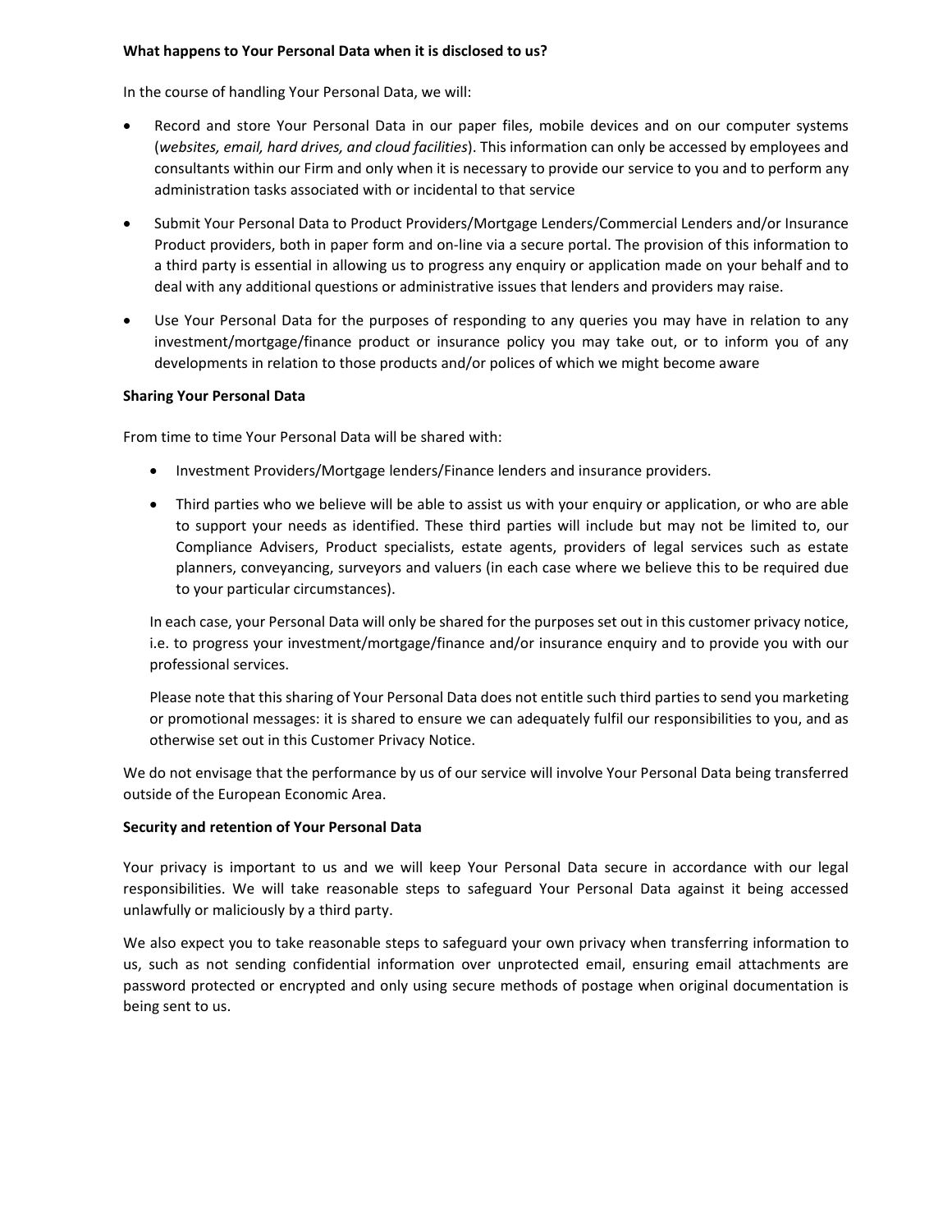**What happens to Your Personal Data when it is disclosed to us?**

In the course of handling Your Personal Data, we will:

- Record and store Your Personal Data in our paper files, mobile devices and on our computer systems (*websites, email, hard drives, and cloud facilities*). This information can only be accessed by employees and consultants within our Firm and only when it is necessary to provide our service to you and to perform any administration tasks associated with or incidental to that service
- Submit Your Personal Data to Product Providers/Mortgage Lenders/Commercial Lenders and/or Insurance Product providers, both in paper form and on-line via a secure portal. The provision of this information to a third party is essential in allowing us to progress any enquiry or application made on your behalf and to deal with any additional questions or administrative issues that lenders and providers may raise.
- Use Your Personal Data for the purposes of responding to any queries you may have in relation to any investment/mortgage/finance product or insurance policy you may take out, or to inform you of any developments in relation to those products and/or polices of which we might become aware

**Sharing Your Personal Data**

From time to time Your Personal Data will be shared with:

- Investment Providers/Mortgage lenders/Finance lenders and insurance providers.
- Third parties who we believe will be able to assist us with your enquiry or application, or who are able to support your needs as identified. These third parties will include but may not be limited to, our Compliance Advisers, Product specialists, estate agents, providers of legal services such as estate planners, conveyancing, surveyors and valuers (in each case where we believe this to be required due to your particular circumstances).

In each case, your Personal Data will only be shared for the purposes set out in this customer privacy notice, i.e. to progress your investment/mortgage/finance and/or insurance enquiry and to provide you with our professional services.

Please note that this sharing of Your Personal Data does not entitle such third parties to send you marketing or promotional messages: it is shared to ensure we can adequately fulfil our responsibilities to you, and as otherwise set out in this Customer Privacy Notice.

We do not envisage that the performance by us of our service will involve Your Personal Data being transferred outside of the European Economic Area.

**Security and retention of Your Personal Data**

Your privacy is important to us and we will keep Your Personal Data secure in accordance with our legal responsibilities. We will take reasonable steps to safeguard Your Personal Data against it being accessed unlawfully or maliciously by a third party.

We also expect you to take reasonable steps to safeguard your own privacy when transferring information to us, such as not sending confidential information over unprotected email, ensuring email attachments are password protected or encrypted and only using secure methods of postage when original documentation is being sent to us.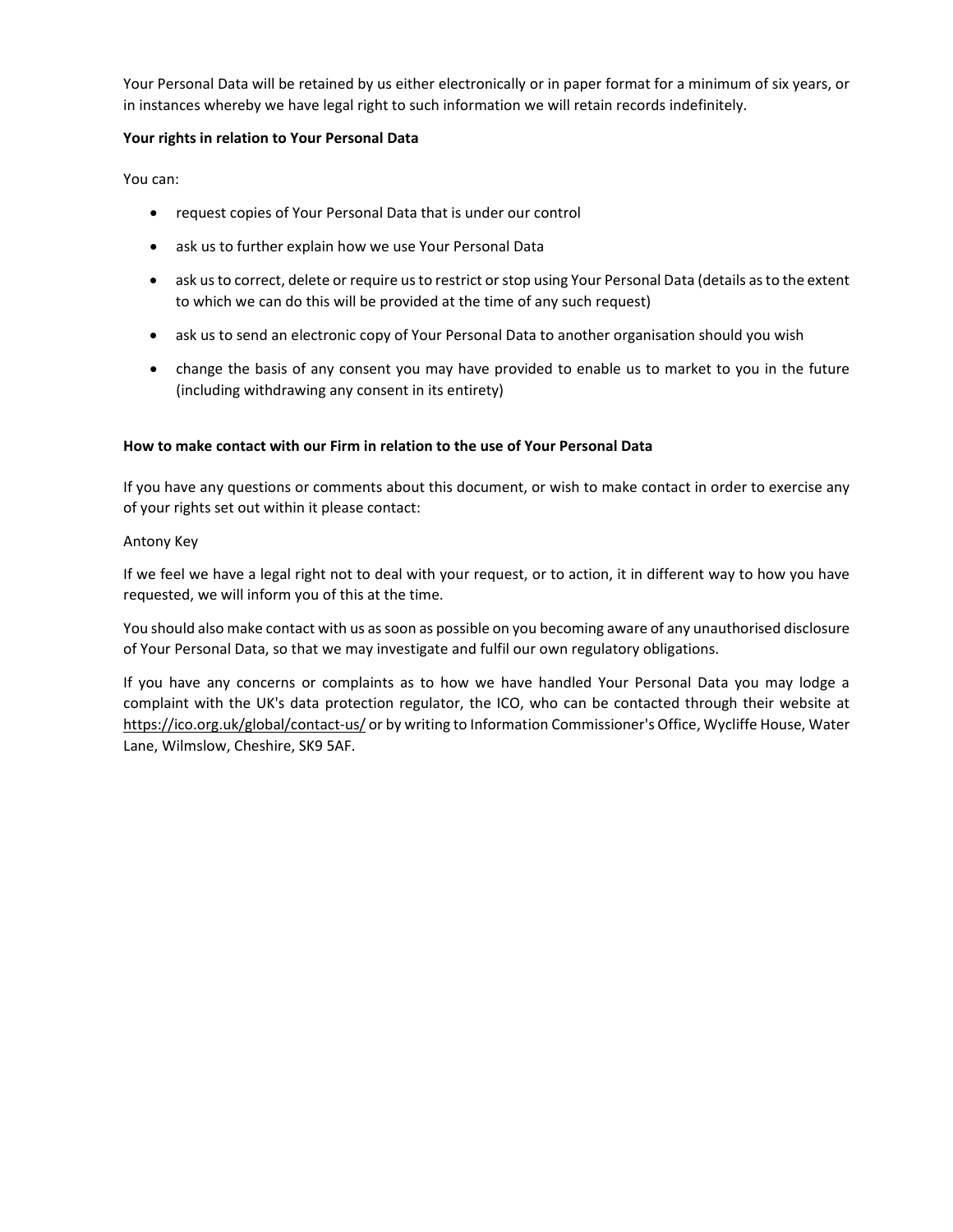Your Personal Data will be retained by us either electronically or in paper format for a minimum of six years, or in instances whereby we have legal right to such information we will retain records indefinitely.

**Your rights in relation to Your Personal Data**

You can:

- request copies of Your Personal Data that is under our control
- ask us to further explain how we use Your Personal Data
- ask us to correct, delete or require us to restrict or stop using Your Personal Data (details as to the extent to which we can do this will be provided at the time of any such request)
- ask us to send an electronic copy of Your Personal Data to another organisation should you wish
- change the basis of any consent you may have provided to enable us to market to you in the future (including withdrawing any consent in its entirety)

**How to make contact with our Firm in relation to the use of Your Personal Data**

If you have any questions or comments about this document, or wish to make contact in order to exercise any of your rights set out within it please contact:

Antony Key

If we feel we have a legal right not to deal with your request, or to action, it in different way to how you have requested, we will inform you of this at the time.

You should also make contact with us as soon as possible on you becoming aware of any unauthorised disclosure of Your Personal Data, so that we may investigate and fulfil our own regulatory obligations.

If you have any concerns or complaints as to how we have handled Your Personal Data you may lodge a complaint with the UK's data protection regulator, the ICO, who can be contacted through their website at https://ico.org.uk/global/contact-us/ or by writing to Information Commissioner's Office, Wycliffe House, Water Lane, Wilmslow, Cheshire, SK9 5AF.